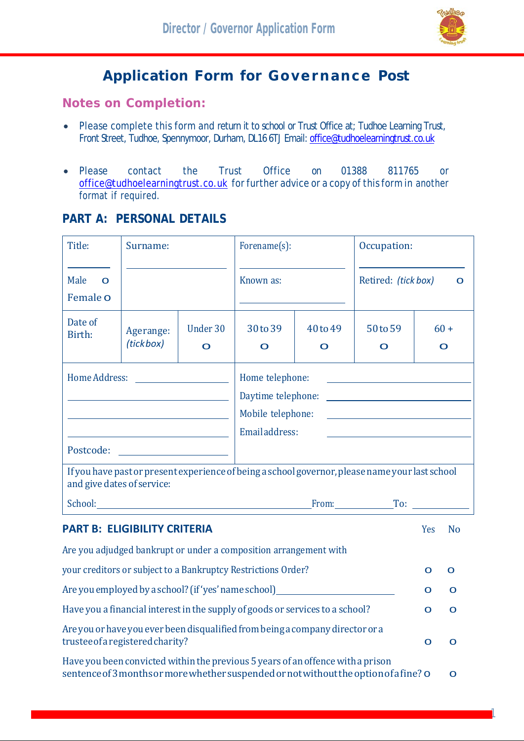# Application Form for Governance Post

## Notes on Completion:

- Please complete this form and return it to school or Trust Office at; Tudhoe Learning Trust, Front Street, Tudhoe, Spennymoor, Durham, DL16 6TJ Email: office@tudhoelearningtrust.co.uk

- Please contact the Trust Office on 01388 811765 or office@tudhoelearningtrust.co.uk for further advice or a copy of this form in another format if required.

## PART A: PERSONAL DETAILS

| Title: ____<br>Male o<br>Female o | Surname: ____ | | Forename(s): ____<br>Known as: ____ | | Occupation: ____<br>Retired: *(tick box)* o | |
|---|---|---|---|---|---|---|
| Date of Birth: | Agerange: *(tick box)* | Under 30 o | 30 to 39 o | 40 to 49 o | 50 to 59 o | 60 + o |

| Home Address: ____ | Home telephone: ____ |
|---|---|
| ____ | Daytime telephone: ____ |
| ____ | Mobile telephone: ____ |
| ____ | Email address: ____ |
| Postcode: ____ | |

If you have past or present experience of being a school governor, please name your last school and give dates of service:

School: ____________________ From: ________ To: ________

## PART B: ELIGIBILITY CRITERIA

| | Yes | No |
|---|---|---|
| Are you adjudged bankrupt or under a composition arrangement with your creditors or subject to a Bankruptcy Restrictions Order? | o | o |
| Are you employed by a school? (if 'yes' name school) ____________ | o | o |
| Have you a financial interest in the supply of goods or services to a school? | o | o |
| Are you or have you ever been disqualified from being a company director or a trustee of a registered charity? | o | o |
| Have you been convicted within the previous 5 years of an offence with a prison sentence of 3 months or more whether suspended or not without the option of a fine? | o | o |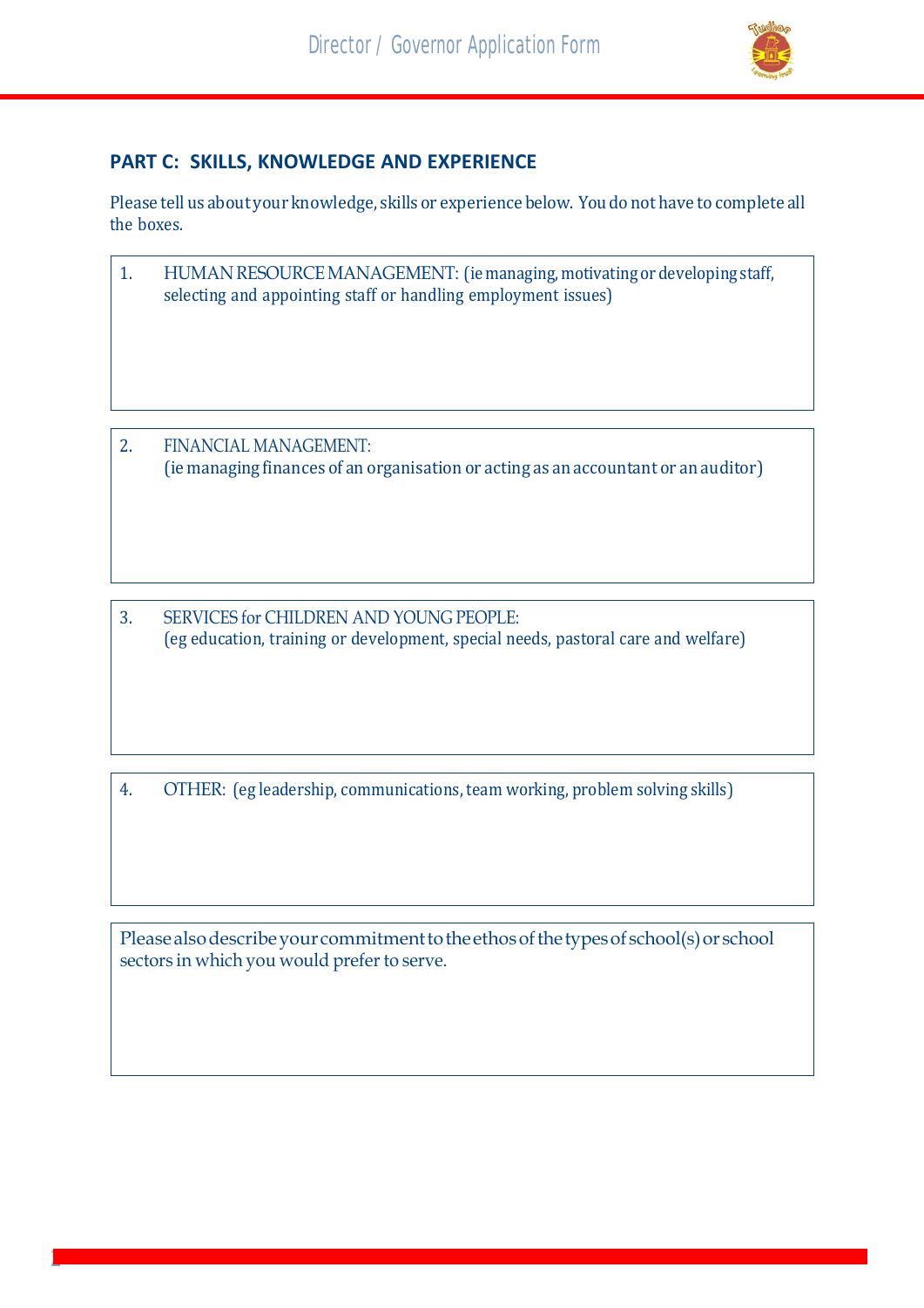## PART C: SKILLS, KNOWLEDGE AND EXPERIENCE

Please tell us about your knowledge, skills or experience below. You do not have to complete all the boxes.

| 1. HUMAN RESOURCE MANAGEMENT: (ie managing, motivating or developing staff, selecting and appointing staff or handling employment issues) |
|---|
| |

| 2. FINANCIAL MANAGEMENT: (ie managing finances of an organisation or acting as an accountant or an auditor) |
|---|
| |

| 3. SERVICES for CHILDREN AND YOUNG PEOPLE: (eg education, training or development, special needs, pastoral care and welfare) |
|---|
| |

| 4. OTHER: (eg leadership, communications, team working, problem solving skills) |
|---|
| |

| Please also describe your commitment to the ethos of the types of school(s) or school sectors in which you would prefer to serve. |
|---|
| |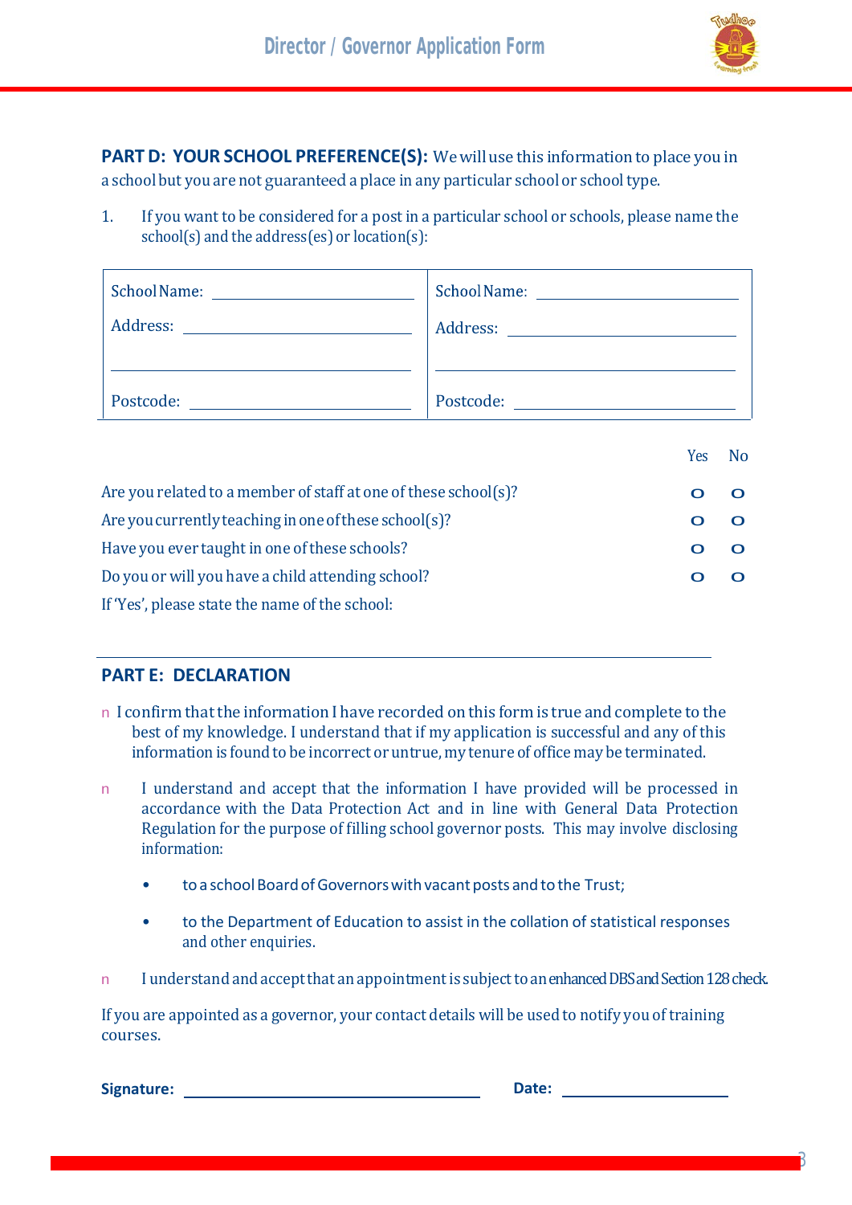# Director / Governor Application Form

**PART D: YOUR SCHOOL PREFERENCE(S):** We will use this information to place you in a school but you are not guaranteed a place in any particular school or school type.

1. If you want to be considered for a post in a particular school or schools, please name the school(s) and the address(es) or location(s):

| | |
|---|---|
| School Name: ______________ | School Name: ______________ |
| Address: ______________ | Address: ______________ |
| ______________ | ______________ |
| Postcode: ______________ | Postcode: ______________ |

| | Yes | No |
|---|---|---|
| Are you related to a member of staff at one of these school(s)? | O | O |
| Are you currently teaching in one of these school(s)? | O | O |
| Have you ever taught in one of these schools? | O | O |
| Do you or will you have a child attending school? | O | O |

If 'Yes', please state the name of the school:

______________________________

## PART E: DECLARATION

- I confirm that the information I have recorded on this form is true and complete to the best of my knowledge. I understand that if my application is successful and any of this information is found to be incorrect or untrue, my tenure of office may be terminated.
- I understand and accept that the information I have provided will be processed in accordance with the Data Protection Act and in line with General Data Protection Regulation for the purpose of filling school governor posts. This may involve disclosing information:
  - to a school Board of Governors with vacant posts and to the Trust;
  - to the Department of Education to assist in the collation of statistical responses and other enquiries.
- I understand and accept that an appointment is subject to an enhanced DBS and Section 128 check.

If you are appointed as a governor, your contact details will be used to notify you of training courses.

**Signature:** ______________________ **Date:** ______________